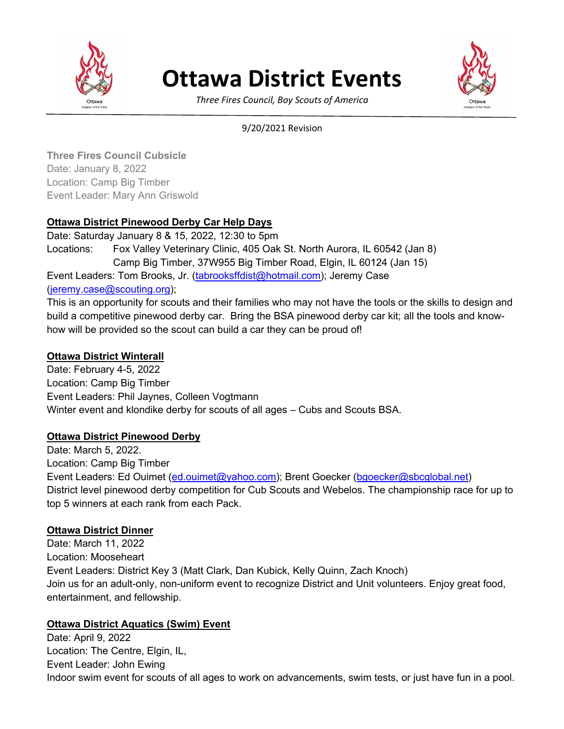# Ottawa District Events

*Three Fires Council, Boy Scouts of America*

9/20/2021 Revision

**Three Fires Council Cubsicle**
Date: January 8, 2022
Location: Camp Big Timber
Event Leader: Mary Ann Griswold

**Ottawa District Pinewood Derby Car Help Days**
Date: Saturday January 8 & 15, 2022, 12:30 to 5pm
Locations: Fox Valley Veterinary Clinic, 405 Oak St. North Aurora, IL 60542 (Jan 8)
Camp Big Timber, 37W955 Big Timber Road, Elgin, IL 60124 (Jan 15)
Event Leaders: Tom Brooks, Jr. (tabrooksffdist@hotmail.com); Jeremy Case (jeremy.case@scouting.org);
This is an opportunity for scouts and their families who may not have the tools or the skills to design and build a competitive pinewood derby car. Bring the BSA pinewood derby car kit; all the tools and know-how will be provided so the scout can build a car they can be proud of!

**Ottawa District Winterall**
Date: February 4-5, 2022
Location: Camp Big Timber
Event Leaders: Phil Jaynes, Colleen Vogtmann
Winter event and klondike derby for scouts of all ages – Cubs and Scouts BSA.

**Ottawa District Pinewood Derby**
Date: March 5, 2022.
Location: Camp Big Timber
Event Leaders: Ed Ouimet (ed.ouimet@yahoo.com); Brent Goecker (bgoecker@sbcglobal.net)
District level pinewood derby competition for Cub Scouts and Webelos. The championship race for up to top 5 winners at each rank from each Pack.

**Ottawa District Dinner**
Date: March 11, 2022
Location: Mooseheart
Event Leaders: District Key 3 (Matt Clark, Dan Kubick, Kelly Quinn, Zach Knoch)
Join us for an adult-only, non-uniform event to recognize District and Unit volunteers. Enjoy great food, entertainment, and fellowship.

**Ottawa District Aquatics (Swim) Event**
Date: April 9, 2022
Location: The Centre, Elgin, IL,
Event Leader: John Ewing
Indoor swim event for scouts of all ages to work on advancements, swim tests, or just have fun in a pool.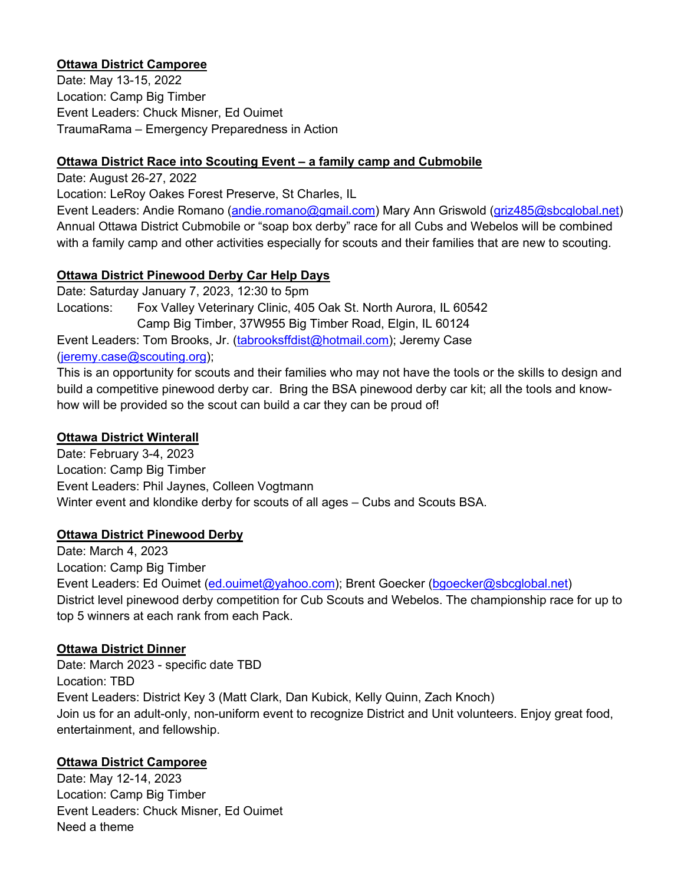**Ottawa District Camporee**
Date: May 13-15, 2022
Location: Camp Big Timber
Event Leaders: Chuck Misner, Ed Ouimet
TraumaRama – Emergency Preparedness in Action

**Ottawa District Race into Scouting Event – a family camp and Cubmobile**
Date: August 26-27, 2022
Location: LeRoy Oakes Forest Preserve, St Charles, IL
Event Leaders: Andie Romano (andie.romano@gmail.com) Mary Ann Griswold (griz485@sbcglobal.net)
Annual Ottawa District Cubmobile or "soap box derby" race for all Cubs and Webelos will be combined with a family camp and other activities especially for scouts and their families that are new to scouting.

**Ottawa District Pinewood Derby Car Help Days**
Date: Saturday January 7, 2023, 12:30 to 5pm
Locations: Fox Valley Veterinary Clinic, 405 Oak St. North Aurora, IL 60542
Camp Big Timber, 37W955 Big Timber Road, Elgin, IL 60124
Event Leaders: Tom Brooks, Jr. (tabrooksffdist@hotmail.com); Jeremy Case (jeremy.case@scouting.org);
This is an opportunity for scouts and their families who may not have the tools or the skills to design and build a competitive pinewood derby car. Bring the BSA pinewood derby car kit; all the tools and know-how will be provided so the scout can build a car they can be proud of!

**Ottawa District Winterall**
Date: February 3-4, 2023
Location: Camp Big Timber
Event Leaders: Phil Jaynes, Colleen Vogtmann
Winter event and klondike derby for scouts of all ages – Cubs and Scouts BSA.

**Ottawa District Pinewood Derby**
Date: March 4, 2023
Location: Camp Big Timber
Event Leaders: Ed Ouimet (ed.ouimet@yahoo.com); Brent Goecker (bgoecker@sbcglobal.net)
District level pinewood derby competition for Cub Scouts and Webelos. The championship race for up to top 5 winners at each rank from each Pack.

**Ottawa District Dinner**
Date: March 2023 - specific date TBD
Location: TBD
Event Leaders: District Key 3 (Matt Clark, Dan Kubick, Kelly Quinn, Zach Knoch)
Join us for an adult-only, non-uniform event to recognize District and Unit volunteers. Enjoy great food, entertainment, and fellowship.

**Ottawa District Camporee**
Date: May 12-14, 2023
Location: Camp Big Timber
Event Leaders: Chuck Misner, Ed Ouimet
Need a theme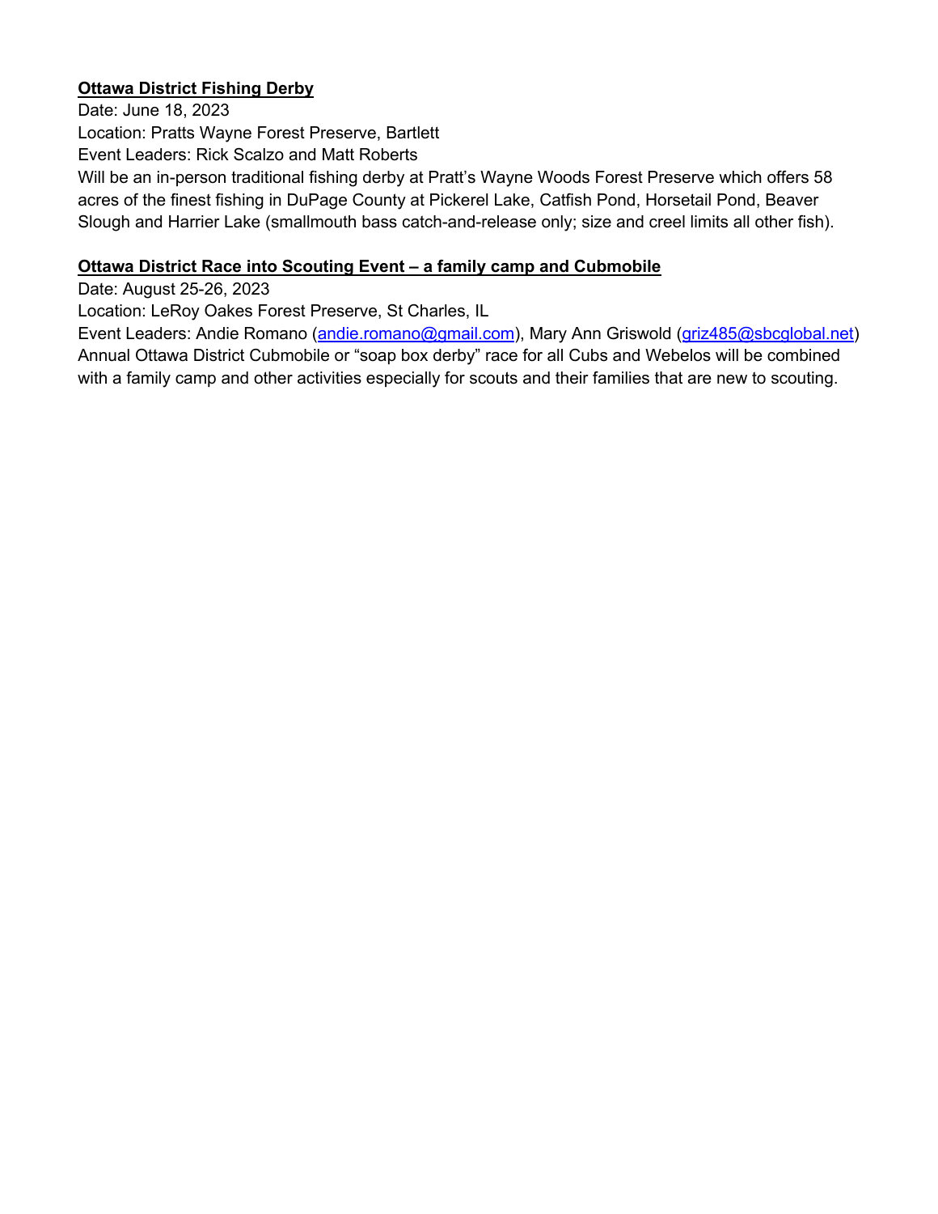**Ottawa District Fishing Derby**

Date: June 18, 2023

Location: Pratts Wayne Forest Preserve, Bartlett

Event Leaders: Rick Scalzo and Matt Roberts

Will be an in-person traditional fishing derby at Pratt's Wayne Woods Forest Preserve which offers 58 acres of the finest fishing in DuPage County at Pickerel Lake, Catfish Pond, Horsetail Pond, Beaver Slough and Harrier Lake (smallmouth bass catch-and-release only; size and creel limits all other fish).

**Ottawa District Race into Scouting Event – a family camp and Cubmobile**

Date: August 25-26, 2023

Location: LeRoy Oakes Forest Preserve, St Charles, IL

Event Leaders: Andie Romano (andie.romano@gmail.com), Mary Ann Griswold (griz485@sbcglobal.net)

Annual Ottawa District Cubmobile or "soap box derby" race for all Cubs and Webelos will be combined with a family camp and other activities especially for scouts and their families that are new to scouting.